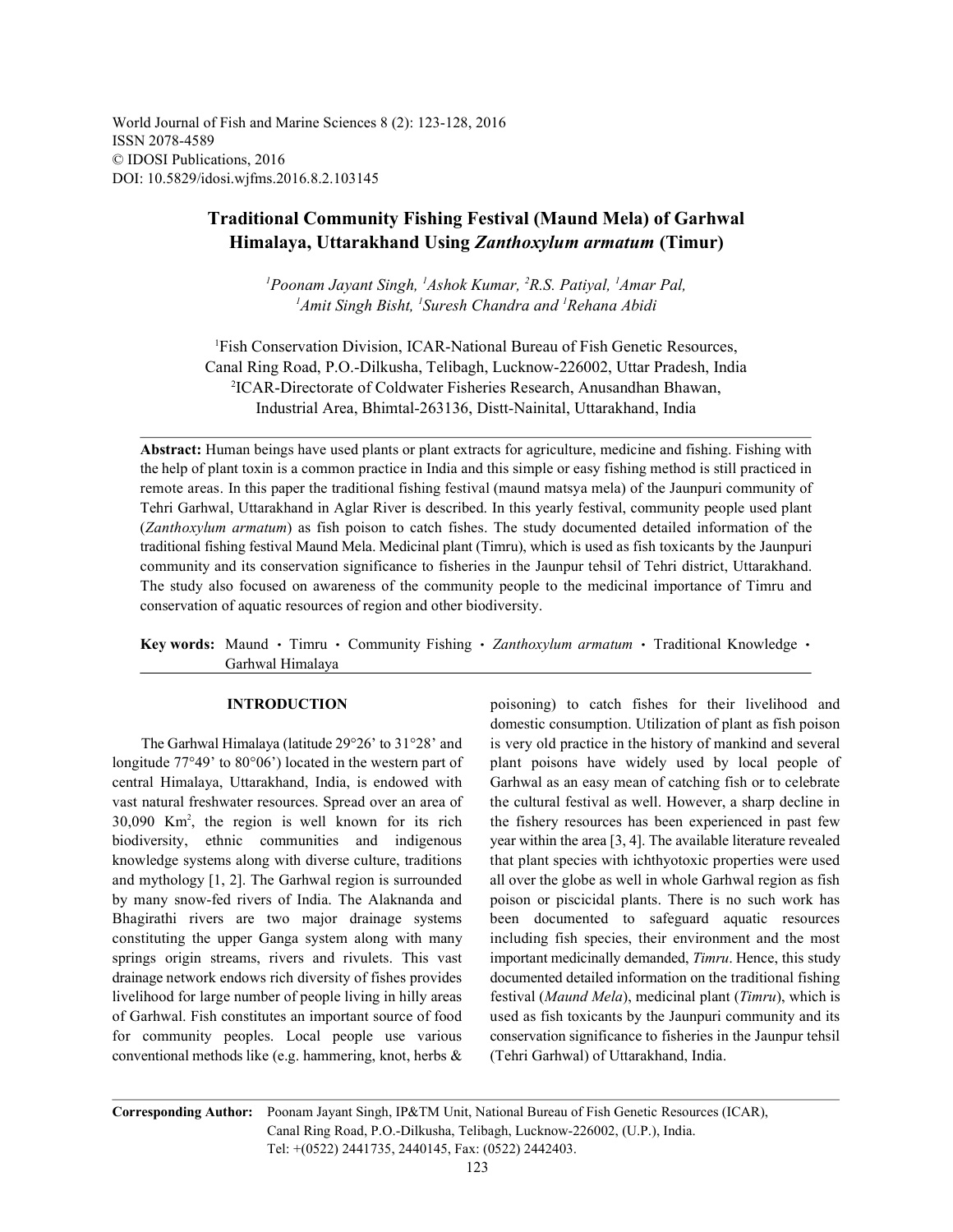World Journal of Fish and Marine Sciences 8 (2): 123-128, 2016
ISSN 2078-4589
© IDOSI Publications, 2016
DOI: 10.5829/idosi.wjfms.2016.8.2.103145

# Traditional Community Fishing Festival (Maund Mela) of Garhwal Himalaya, Uttarakhand Using *Zanthoxylum armatum* (Timur)

*[1]Poonam Jayant Singh, [1]Ashok Kumar, [2]R.S. Patiyal, [1]Amar Pal, [1]Amit Singh Bisht, [1]Suresh Chandra and [1]Rehana Abidi*

[1]Fish Conservation Division, ICAR-National Bureau of Fish Genetic Resources, Canal Ring Road, P.O.-Dilkusha, Telibagh, Lucknow-226002, Uttar Pradesh, India
[2]ICAR-Directorate of Coldwater Fisheries Research, Anusandhan Bhawan, Industrial Area, Bhimtal-263136, Distt-Nainital, Uttarakhand, India

**Abstract:** Human beings have used plants or plant extracts for agriculture, medicine and fishing. Fishing with the help of plant toxin is a common practice in India and this simple or easy fishing method is still practiced in remote areas. In this paper the traditional fishing festival (maund matsya mela) of the Jaunpuri community of Tehri Garhwal, Uttarakhand in Aglar River is described. In this yearly festival, community people used plant (*Zanthoxylum armatum*) as fish poison to catch fishes. The study documented detailed information of the traditional fishing festival Maund Mela. Medicinal plant (Timru), which is used as fish toxicants by the Jaunpuri community and its conservation significance to fisheries in the Jaunpur tehsil of Tehri district, Uttarakhand. The study also focused on awareness of the community people to the medicinal importance of Timru and conservation of aquatic resources of region and other biodiversity.

**Key words:** Maund · Timru · Community Fishing · *Zanthoxylum armatum* · Traditional Knowledge · Garhwal Himalaya

## INTRODUCTION

The Garhwal Himalaya (latitude 29°26' to 31°28' and longitude 77°49' to 80°06') located in the western part of central Himalaya, Uttarakhand, India, is endowed with vast natural freshwater resources. Spread over an area of 30,090 Km$^2$, the region is well known for its rich biodiversity, ethnic communities and indigenous knowledge systems along with diverse culture, traditions and mythology [1, 2]. The Garhwal region is surrounded by many snow-fed rivers of India. The Alaknanda and Bhagirathi rivers are two major drainage systems constituting the upper Ganga system along with many springs origin streams, rivers and rivulets. This vast drainage network endows rich diversity of fishes provides livelihood for large number of people living in hilly areas of Garhwal. Fish constitutes an important source of food for community peoples. Local people use various conventional methods like (e.g. hammering, knot, herbs & poisoning) to catch fishes for their livelihood and domestic consumption. Utilization of plant as fish poison is very old practice in the history of mankind and several plant poisons have widely used by local people of Garhwal as an easy mean of catching fish or to celebrate the cultural festival as well. However, a sharp decline in the fishery resources has been experienced in past few year within the area [3, 4]. The available literature revealed that plant species with ichthyotoxic properties were used all over the globe as well in whole Garhwal region as fish poison or piscicidal plants. There is no such work has been documented to safeguard aquatic resources including fish species, their environment and the most important medicinally demanded, *Timru*. Hence, this study documented detailed information on the traditional fishing festival (*Maund Mela*), medicinal plant (*Timru*), which is used as fish toxicants by the Jaunpuri community and its conservation significance to fisheries in the Jaunpur tehsil (Tehri Garhwal) of Uttarakhand, India.

**Corresponding Author:** Poonam Jayant Singh, IP&TM Unit, National Bureau of Fish Genetic Resources (ICAR), Canal Ring Road, P.O.-Dilkusha, Telibagh, Lucknow-226002, (U.P.), India. Tel: +(0522) 2441735, 2440145, Fax: (0522) 2442403.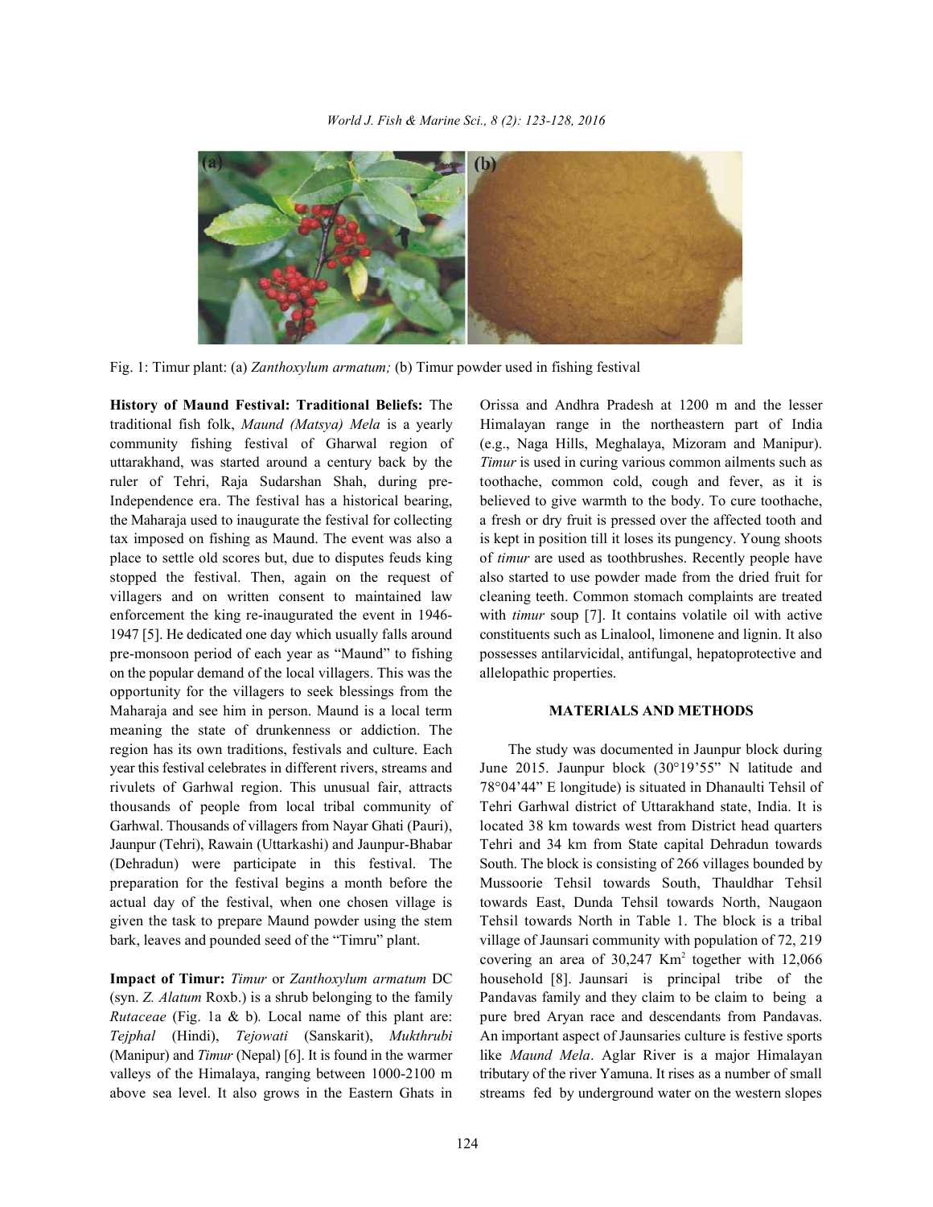Fig. 1: Timur plant: (a) *Zanthoxylum armatum;* (b) Timur powder used in fishing festival

**History of Maund Festival: Traditional Beliefs:** The traditional fish folk, *Maund (Matsya) Mela* is a yearly community fishing festival of Gharwal region of uttarakhand, was started around a century back by the ruler of Tehri, Raja Sudarshan Shah, during pre-Independence era. The festival has a historical bearing, the Maharaja used to inaugurate the festival for collecting tax imposed on fishing as Maund. The event was also a place to settle old scores but, due to disputes feuds king stopped the festival. Then, again on the request of villagers and on written consent to maintained law enforcement the king re-inaugurated the event in 1946-1947 [5]. He dedicated one day which usually falls around pre-monsoon period of each year as "Maund" to fishing on the popular demand of the local villagers. This was the opportunity for the villagers to seek blessings from the Maharaja and see him in person. Maund is a local term meaning the state of drunkenness or addiction. The region has its own traditions, festivals and culture. Each year this festival celebrates in different rivers, streams and rivulets of Garhwal region. This unusual fair, attracts thousands of people from local tribal community of Garhwal. Thousands of villagers from Nayar Ghati (Pauri), Jaunpur (Tehri), Rawain (Uttarkashi) and Jaunpur-Bhabar (Dehradun) were participate in this festival. The preparation for the festival begins a month before the actual day of the festival, when one chosen village is given the task to prepare Maund powder using the stem bark, leaves and pounded seed of the "Timru" plant.

**Impact of Timur:** *Timur* or *Zanthoxylum armatum* DC (syn. *Z. Alatum* Roxb.) is a shrub belonging to the family *Rutaceae* (Fig. 1a & b). Local name of this plant are: *Tejphal* (Hindi), *Tejowati* (Sanskarit), *Mukthrubi* (Manipur) and *Timur* (Nepal) [6]. It is found in the warmer valleys of the Himalaya, ranging between 1000-2100 m above sea level. It also grows in the Eastern Ghats in Orissa and Andhra Pradesh at 1200 m and the lesser Himalayan range in the northeastern part of India (e.g., Naga Hills, Meghalaya, Mizoram and Manipur). *Timur* is used in curing various common ailments such as toothache, common cold, cough and fever, as it is believed to give warmth to the body. To cure toothache, a fresh or dry fruit is pressed over the affected tooth and is kept in position till it loses its pungency. Young shoots of *timur* are used as toothbrushes. Recently people have also started to use powder made from the dried fruit for cleaning teeth. Common stomach complaints are treated with *timur* soup [7]. It contains volatile oil with active constituents such as Linalool, limonene and lignin. It also possesses antilarvicidal, antifungal, hepatoprotective and allelopathic properties.

## MATERIALS AND METHODS

The study was documented in Jaunpur block during June 2015. Jaunpur block (30°19'55" N latitude and 78°04'44" E longitude) is situated in Dhanaulti Tehsil of Tehri Garhwal district of Uttarakhand state, India. It is located 38 km towards west from District head quarters Tehri and 34 km from State capital Dehradun towards South. The block is consisting of 266 villages bounded by Mussoorie Tehsil towards South, Thauldhar Tehsil towards East, Dunda Tehsil towards North, Naugaon Tehsil towards North in Table 1. The block is a tribal village of Jaunsari community with population of 72, 219 covering an area of 30,247 $Km^2$ together with 12,066 household [8]. Jaunsari is principal tribe of the Pandavas family and they claim to be claim to being a pure bred Aryan race and descendants from Pandavas. An important aspect of Jaunsaries culture is festive sports like *Maund Mela*. Aglar River is a major Himalayan tributary of the river Yamuna. It rises as a number of small streams fed by underground water on the western slopes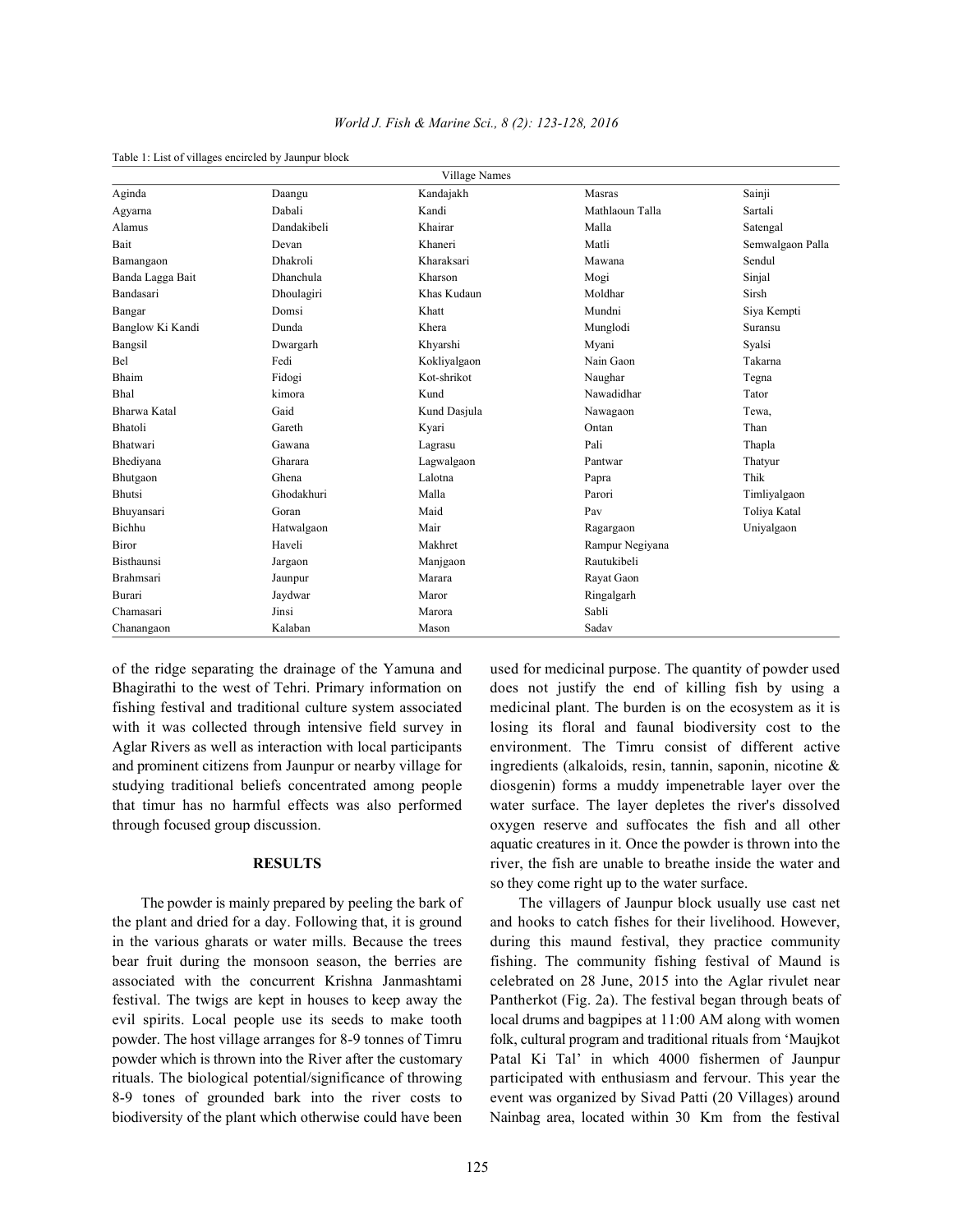Table 1: List of villages encircled by Jaunpur block

| Village Names | | | | |
|---|---|---|---|---|
| Aginda | Daangu | Kandajakh | Masras | Sainji |
| Agyarna | Dabali | Kandi | Mathlaoun Talla | Sartali |
| Alamus | Dandakibeli | Khairar | Malla | Satengal |
| Bait | Devan | Khaneri | Matli | Semwalgaon Palla |
| Bamangaon | Dhakroli | Kharaksari | Mawana | Sendul |
| Banda Lagga Bait | Dhanchula | Kharson | Mogi | Sinjal |
| Bandasari | Dhoulagiri | Khas Kudaun | Moldhar | Sirsh |
| Bangar | Domsi | Khatt | Mundni | Siya Kempti |
| Banglow Ki Kandi | Dunda | Khera | Munglodi | Suransu |
| Bangsil | Dwargarh | Khyarshi | Myani | Syalsi |
| Bel | Fedi | Kokliyalgaon | Nain Gaon | Takarna |
| Bhaim | Fidogi | Kot-shrikot | Naughar | Tegna |
| Bhal | kimora | Kund | Nawadidhar | Tator |
| Bharwa Katal | Gaid | Kund Dasjula | Nawagaon | Tewa, |
| Bhatoli | Gareth | Kyari | Ontan | Than |
| Bhatwari | Gawana | Lagrasu | Pali | Thapla |
| Bhediyana | Gharara | Lagwalgaon | Pantwar | Thatyur |
| Bhutgaon | Ghena | Lalotna | Papra | Thik |
| Bhutsi | Ghodakhuri | Malla | Parori | Timliyalgaon |
| Bhuyansari | Goran | Maid | Pav | Toliya Katal |
| Bichhu | Hatwalgaon | Mair | Ragargaon | Uniyalgaon |
| Biror | Haveli | Makhret | Rampur Negiyana | |
| Bisthaunsi | Jargaon | Manjgaon | Rautukibeli | |
| Brahmsari | Jaunpur | Marara | Rayat Gaon | |
| Burari | Jaydwar | Maror | Ringalgarh | |
| Chamasari | Jinsi | Marora | Sabli | |
| Chanangaon | Kalaban | Mason | Sadav | |

of the ridge separating the drainage of the Yamuna and Bhagirathi to the west of Tehri. Primary information on fishing festival and traditional culture system associated with it was collected through intensive field survey in Aglar Rivers as well as interaction with local participants and prominent citizens from Jaunpur or nearby village for studying traditional beliefs concentrated among people that timur has no harmful effects was also performed through focused group discussion.

## RESULTS

The powder is mainly prepared by peeling the bark of the plant and dried for a day. Following that, it is ground in the various gharats or water mills. Because the trees bear fruit during the monsoon season, the berries are associated with the concurrent Krishna Janmashtami festival. The twigs are kept in houses to keep away the evil spirits. Local people use its seeds to make tooth powder. The host village arranges for 8-9 tonnes of Timru powder which is thrown into the River after the customary rituals. The biological potential/significance of throwing 8-9 tones of grounded bark into the river costs to biodiversity of the plant which otherwise could have been used for medicinal purpose. The quantity of powder used does not justify the end of killing fish by using a medicinal plant. The burden is on the ecosystem as it is losing its floral and faunal biodiversity cost to the environment. The Timru consist of different active ingredients (alkaloids, resin, tannin, saponin, nicotine & diosgenin) forms a muddy impenetrable layer over the water surface. The layer depletes the river's dissolved oxygen reserve and suffocates the fish and all other aquatic creatures in it. Once the powder is thrown into the river, the fish are unable to breathe inside the water and so they come right up to the water surface.

The villagers of Jaunpur block usually use cast net and hooks to catch fishes for their livelihood. However, during this maund festival, they practice community fishing. The community fishing festival of Maund is celebrated on 28 June, 2015 into the Aglar rivulet near Pantherkot (Fig. 2a). The festival began through beats of local drums and bagpipes at 11:00 AM along with women folk, cultural program and traditional rituals from 'Maujkot Patal Ki Tal' in which 4000 fishermen of Jaunpur participated with enthusiasm and fervour. This year the event was organized by Sivad Patti (20 Villages) around Nainbag area, located within 30 Km from the festival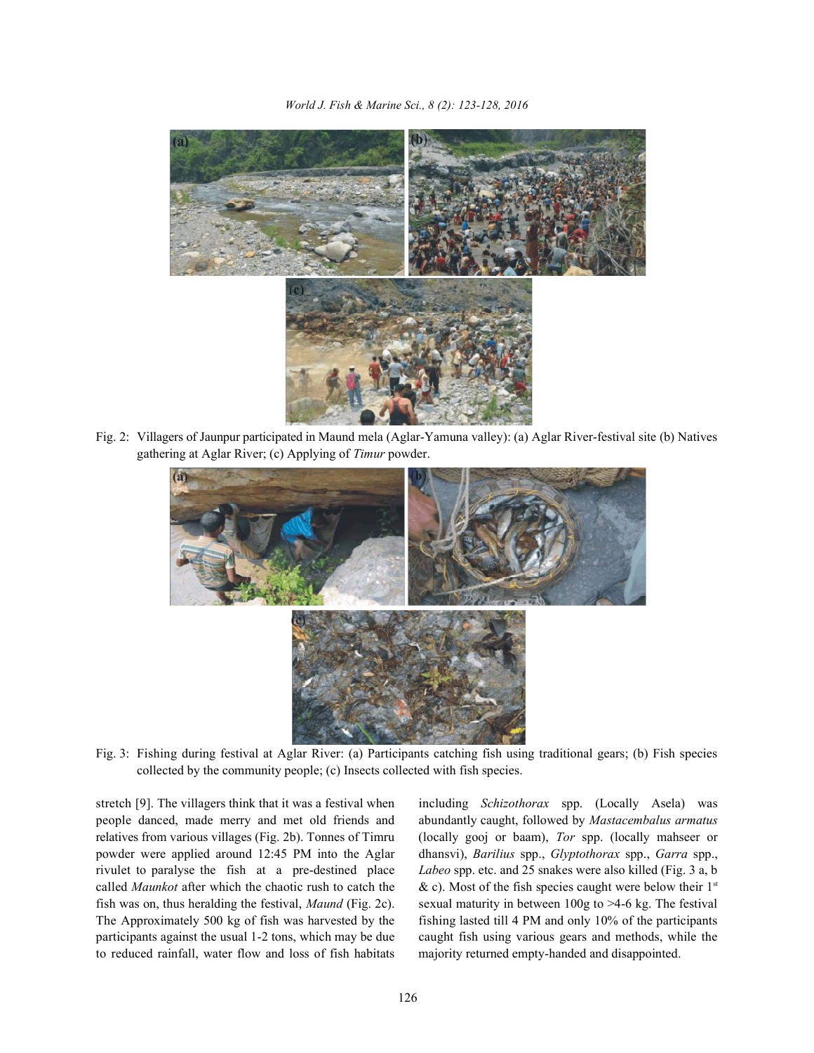Fig. 2: Villagers of Jaunpur participated in Maund mela (Aglar-Yamuna valley): (a) Aglar River-festival site (b) Natives gathering at Aglar River; (c) Applying of *Timur* powder.

Fig. 3: Fishing during festival at Aglar River: (a) Participants catching fish using traditional gears; (b) Fish species collected by the community people; (c) Insects collected with fish species.

stretch [9]. The villagers think that it was a festival when people danced, made merry and met old friends and relatives from various villages (Fig. 2b). Tonnes of Timru powder were applied around 12:45 PM into the Aglar rivulet to paralyse the fish at a pre-destined place called *Maunkot* after which the chaotic rush to catch the fish was on, thus heralding the festival, *Maund* (Fig. 2c). The Approximately 500 kg of fish was harvested by the participants against the usual 1-2 tons, which may be due to reduced rainfall, water flow and loss of fish habitats including *Schizothorax* spp. (Locally Asela) was abundantly caught, followed by *Mastacembalus armatus* (locally gooj or baam), *Tor* spp. (locally mahseer or dhansvi), *Barilius* spp., *Glyptothorax* spp., *Garra* spp., *Labeo* spp. etc. and 25 snakes were also killed (Fig. 3 a, b & c). Most of the fish species caught were below their 1st sexual maturity in between 100g to >4-6 kg. The festival fishing lasted till 4 PM and only 10% of the participants caught fish using various gears and methods, while the majority returned empty-handed and disappointed.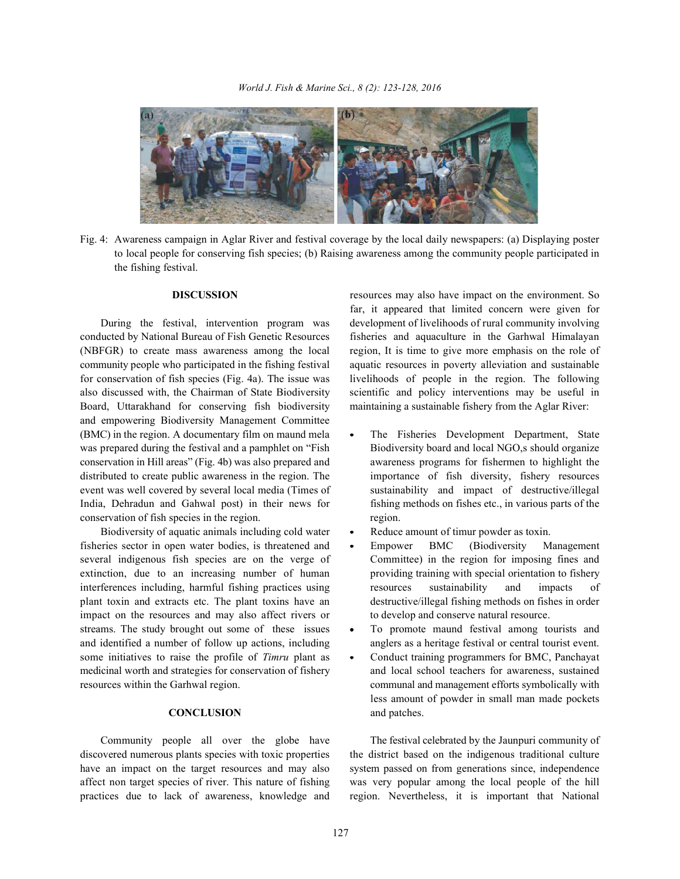Fig. 4: Awareness campaign in Aglar River and festival coverage by the local daily newspapers: (a) Displaying poster to local people for conserving fish species; (b) Raising awareness among the community people participated in the fishing festival.

## DISCUSSION

During the festival, intervention program was conducted by National Bureau of Fish Genetic Resources (NBFGR) to create mass awareness among the local community people who participated in the fishing festival for conservation of fish species (Fig. 4a). The issue was also discussed with, the Chairman of State Biodiversity Board, Uttarakhand for conserving fish biodiversity and empowering Biodiversity Management Committee (BMC) in the region. A documentary film on maund mela was prepared during the festival and a pamphlet on "Fish conservation in Hill areas" (Fig. 4b) was also prepared and distributed to create public awareness in the region. The event was well covered by several local media (Times of India, Dehradun and Gahwal post) in their news for conservation of fish species in the region.

Biodiversity of aquatic animals including cold water fisheries sector in open water bodies, is threatened and several indigenous fish species are on the verge of extinction, due to an increasing number of human interferences including, harmful fishing practices using plant toxin and extracts etc. The plant toxins have an impact on the resources and may also affect rivers or streams. The study brought out some of these issues and identified a number of follow up actions, including some initiatives to raise the profile of *Timru* plant as medicinal worth and strategies for conservation of fishery resources within the Garhwal region.

## CONCLUSION

Community people all over the globe have discovered numerous plants species with toxic properties have an impact on the target resources and may also affect non target species of river. This nature of fishing practices due to lack of awareness, knowledge and resources may also have impact on the environment. So far, it appeared that limited concern were given for development of livelihoods of rural community involving fisheries and aquaculture in the Garhwal Himalayan region, It is time to give more emphasis on the role of aquatic resources in poverty alleviation and sustainable livelihoods of people in the region. The following scientific and policy interventions may be useful in maintaining a sustainable fishery from the Aglar River:

- The Fisheries Development Department, State Biodiversity board and local NGO,s should organize awareness programs for fishermen to highlight the importance of fish diversity, fishery resources sustainability and impact of destructive/illegal fishing methods on fishes etc., in various parts of the region.
- Reduce amount of timur powder as toxin.
- Empower BMC (Biodiversity Management Committee) in the region for imposing fines and providing training with special orientation to fishery resources sustainability and impacts of destructive/illegal fishing methods on fishes in order to develop and conserve natural resource.
- To promote maund festival among tourists and anglers as a heritage festival or central tourist event.
- Conduct training programmers for BMC, Panchayat and local school teachers for awareness, sustained communal and management efforts symbolically with less amount of powder in small man made pockets and patches.

The festival celebrated by the Jaunpuri community of the district based on the indigenous traditional culture system passed on from generations since, independence was very popular among the local people of the hill region. Nevertheless, it is important that National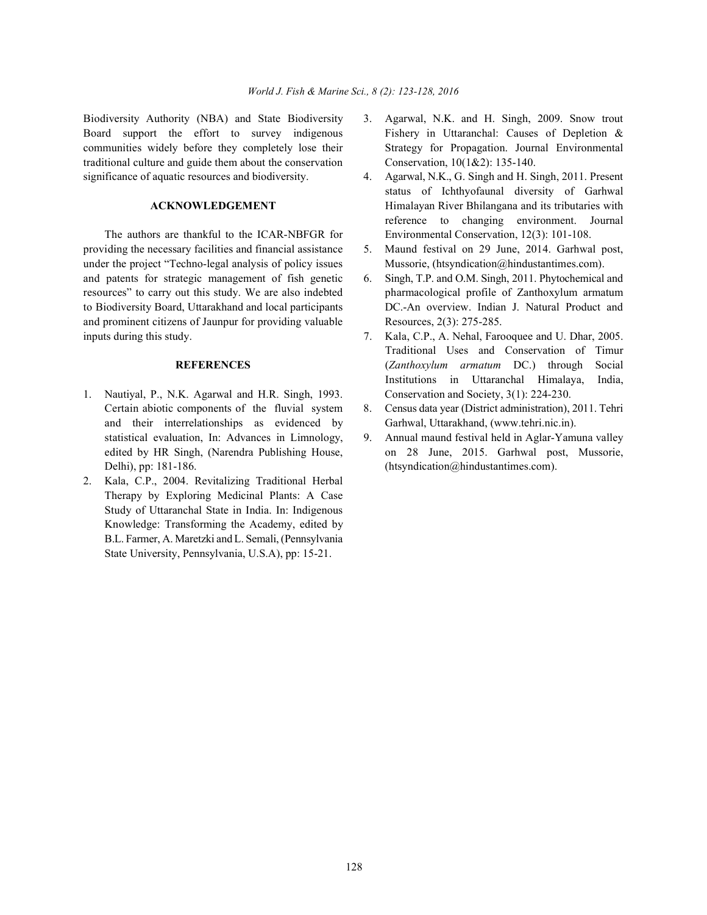Biodiversity Authority (NBA) and State Biodiversity Board support the effort to survey indigenous communities widely before they completely lose their traditional culture and guide them about the conservation significance of aquatic resources and biodiversity.

## ACKNOWLEDGEMENT

The authors are thankful to the ICAR-NBFGR for providing the necessary facilities and financial assistance under the project "Techno-legal analysis of policy issues and patents for strategic management of fish genetic resources" to carry out this study. We are also indebted to Biodiversity Board, Uttarakhand and local participants and prominent citizens of Jaunpur for providing valuable inputs during this study.

## REFERENCES

1. Nautiyal, P., N.K. Agarwal and H.R. Singh, 1993. Certain abiotic components of the fluvial system and their interrelationships as evidenced by statistical evaluation, In: Advances in Limnology, edited by HR Singh, (Narendra Publishing House, Delhi), pp: 181-186.
2. Kala, C.P., 2004. Revitalizing Traditional Herbal Therapy by Exploring Medicinal Plants: A Case Study of Uttaranchal State in India. In: Indigenous Knowledge: Transforming the Academy, edited by B.L. Farmer, A. Maretzki and L. Semali, (Pennsylvania State University, Pennsylvania, U.S.A), pp: 15-21.
3. Agarwal, N.K. and H. Singh, 2009. Snow trout Fishery in Uttaranchal: Causes of Depletion & Strategy for Propagation. Journal Environmental Conservation, 10(1&2): 135-140.
4. Agarwal, N.K., G. Singh and H. Singh, 2011. Present status of Ichthyofaunal diversity of Garhwal Himalayan River Bhilangana and its tributaries with reference to changing environment. Journal Environmental Conservation, 12(3): 101-108.
5. Maund festival on 29 June, 2014. Garhwal post, Mussorie, (htsyndication@hindustantimes.com).
6. Singh, T.P. and O.M. Singh, 2011. Phytochemical and pharmacological profile of Zanthoxylum armatum DC.-An overview. Indian J. Natural Product and Resources, 2(3): 275-285.
7. Kala, C.P., A. Nehal, Farooquee and U. Dhar, 2005. Traditional Uses and Conservation of Timur (*Zanthoxylum armatum* DC.) through Social Institutions in Uttaranchal Himalaya, India, Conservation and Society, 3(1): 224-230.
8. Census data year (District administration), 2011. Tehri Garhwal, Uttarakhand, (www.tehri.nic.in).
9. Annual maund festival held in Aglar-Yamuna valley on 28 June, 2015. Garhwal post, Mussorie, (htsyndication@hindustantimes.com).